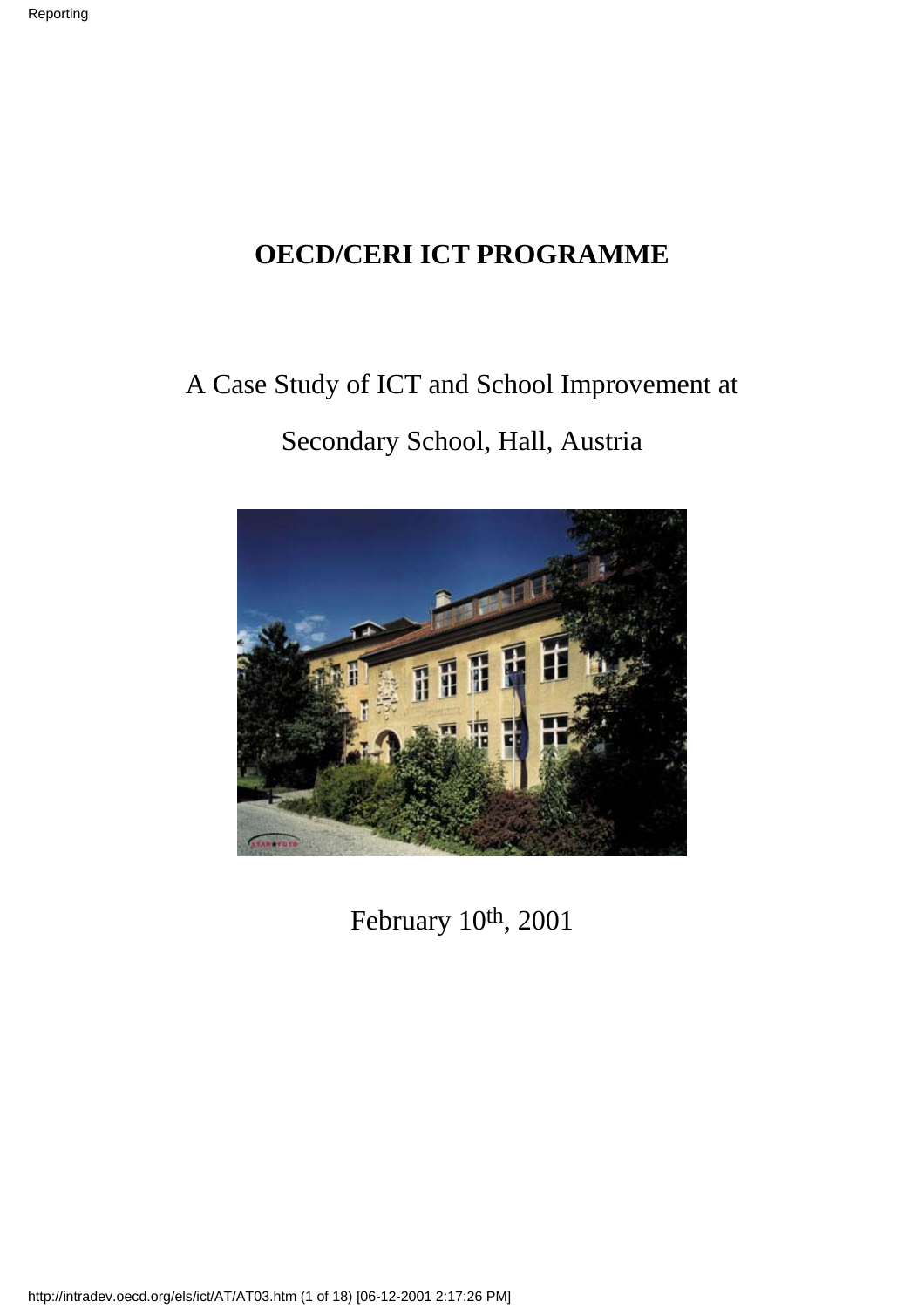# OECD/CERI ICT PROGRAMME

A Case Study of ICT and School Improvement at

Secondary School, Hall, Austria

February 10th, 2001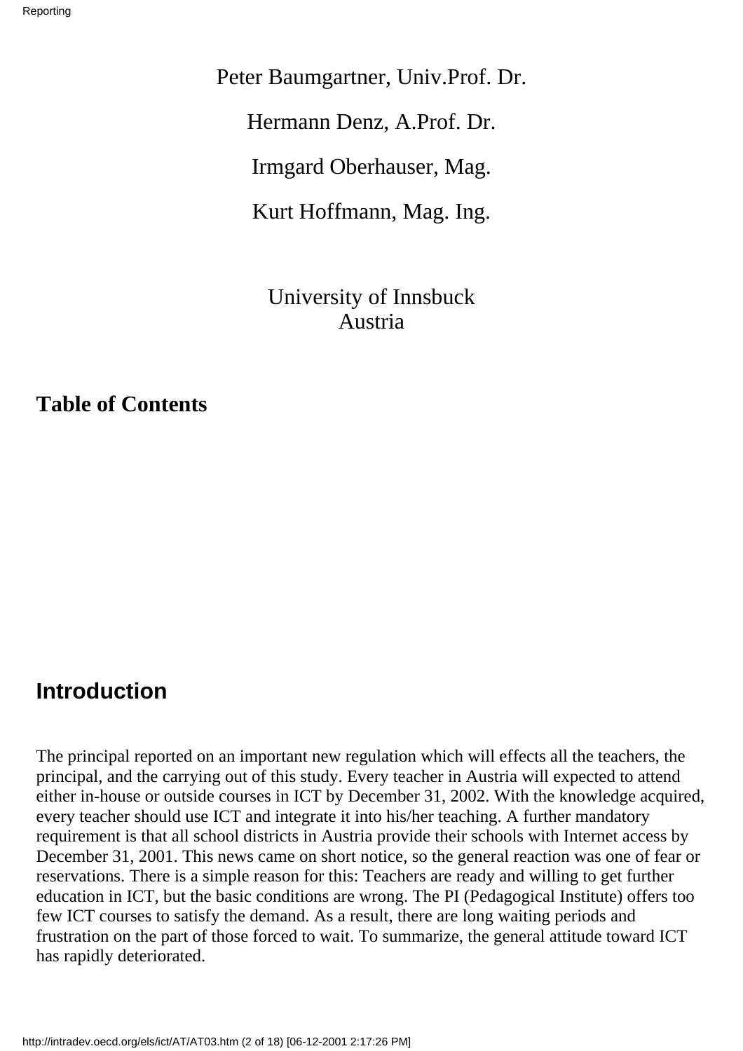Peter Baumgartner, Univ.Prof. Dr.

Hermann Denz, A.Prof. Dr.

Irmgard Oberhauser, Mag.

Kurt Hoffmann, Mag. Ing.

University of Innsbuck
Austria

### Table of Contents

## Introduction

The principal reported on an important new regulation which will effects all the teachers, the principal, and the carrying out of this study. Every teacher in Austria will expected to attend either in-house or outside courses in ICT by December 31, 2002. With the knowledge acquired, every teacher should use ICT and integrate it into his/her teaching. A further mandatory requirement is that all school districts in Austria provide their schools with Internet access by December 31, 2001. This news came on short notice, so the general reaction was one of fear or reservations. There is a simple reason for this: Teachers are ready and willing to get further education in ICT, but the basic conditions are wrong. The PI (Pedagogical Institute) offers too few ICT courses to satisfy the demand. As a result, there are long waiting periods and frustration on the part of those forced to wait. To summarize, the general attitude toward ICT has rapidly deteriorated.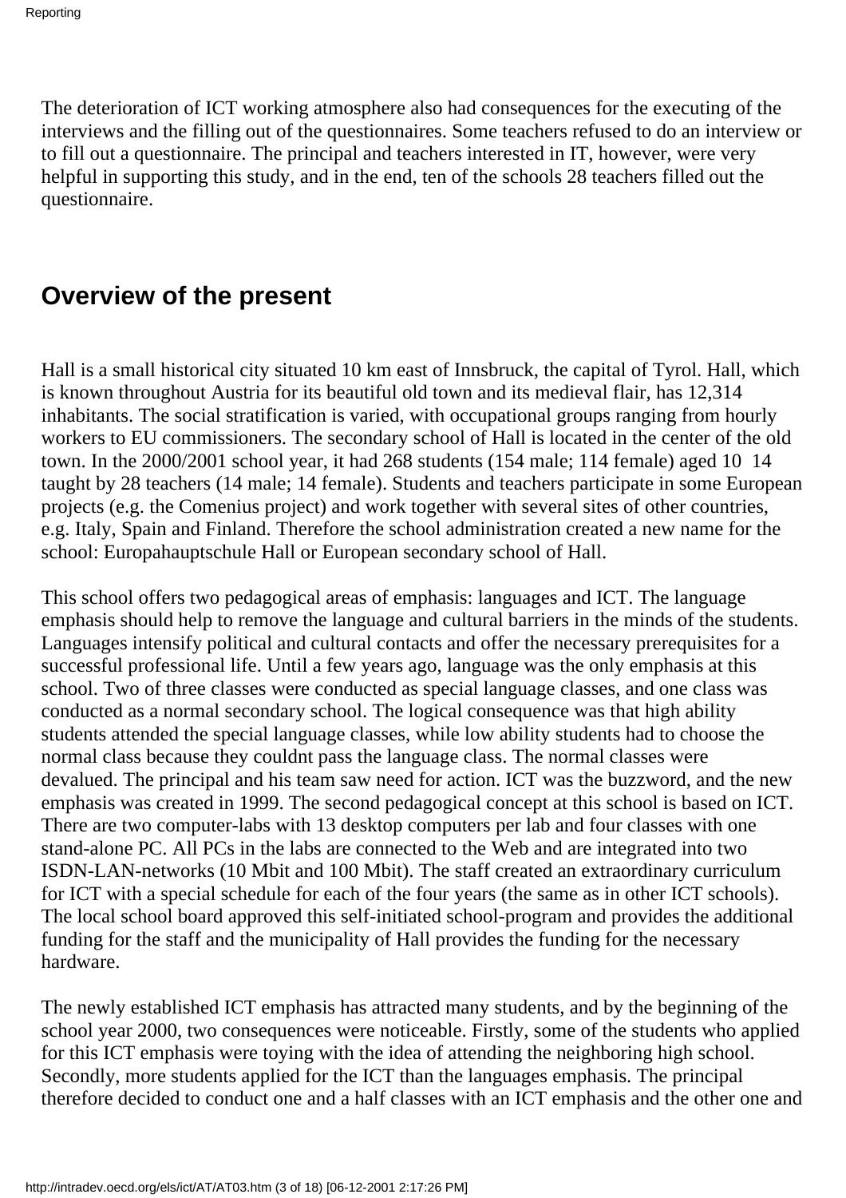The deterioration of ICT working atmosphere also had consequences for the executing of the interviews and the filling out of the questionnaires. Some teachers refused to do an interview or to fill out a questionnaire. The principal and teachers interested in IT, however, were very helpful in supporting this study, and in the end, ten of the schools 28 teachers filled out the questionnaire.

## Overview of the present

Hall is a small historical city situated 10 km east of Innsbruck, the capital of Tyrol. Hall, which is known throughout Austria for its beautiful old town and its medieval flair, has 12,314 inhabitants. The social stratification is varied, with occupational groups ranging from hourly workers to EU commissioners. The secondary school of Hall is located in the center of the old town. In the 2000/2001 school year, it had 268 students (154 male; 114 female) aged 10  14 taught by 28 teachers (14 male; 14 female). Students and teachers participate in some European projects (e.g. the Comenius project) and work together with several sites of other countries, e.g. Italy, Spain and Finland. Therefore the school administration created a new name for the school: Europahauptschule Hall or European secondary school of Hall.

This school offers two pedagogical areas of emphasis: languages and ICT. The language emphasis should help to remove the language and cultural barriers in the minds of the students. Languages intensify political and cultural contacts and offer the necessary prerequisites for a successful professional life. Until a few years ago, language was the only emphasis at this school. Two of three classes were conducted as special language classes, and one class was conducted as a normal secondary school. The logical consequence was that high ability students attended the special language classes, while low ability students had to choose the normal class because they couldnt pass the language class. The normal classes were devalued. The principal and his team saw need for action. ICT was the buzzword, and the new emphasis was created in 1999. The second pedagogical concept at this school is based on ICT. There are two computer-labs with 13 desktop computers per lab and four classes with one stand-alone PC. All PCs in the labs are connected to the Web and are integrated into two ISDN-LAN-networks (10 Mbit and 100 Mbit). The staff created an extraordinary curriculum for ICT with a special schedule for each of the four years (the same as in other ICT schools). The local school board approved this self-initiated school-program and provides the additional funding for the staff and the municipality of Hall provides the funding for the necessary hardware.

The newly established ICT emphasis has attracted many students, and by the beginning of the school year 2000, two consequences were noticeable. Firstly, some of the students who applied for this ICT emphasis were toying with the idea of attending the neighboring high school. Secondly, more students applied for the ICT than the languages emphasis. The principal therefore decided to conduct one and a half classes with an ICT emphasis and the other one and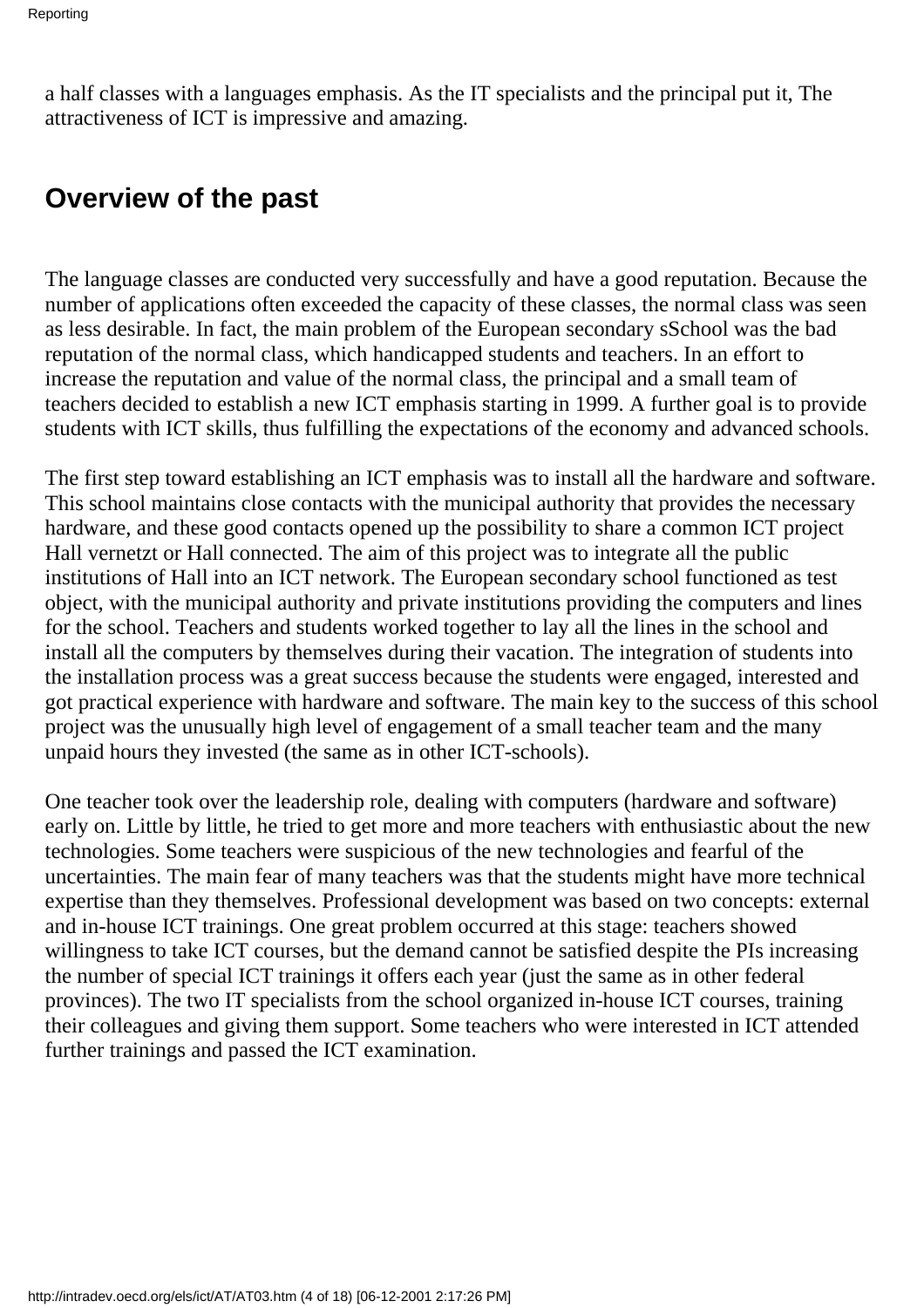a half classes with a languages emphasis. As the IT specialists and the principal put it, The attractiveness of ICT is impressive and amazing.

## Overview of the past

The language classes are conducted very successfully and have a good reputation. Because the number of applications often exceeded the capacity of these classes, the normal class was seen as less desirable. In fact, the main problem of the European secondary sSchool was the bad reputation of the normal class, which handicapped students and teachers. In an effort to increase the reputation and value of the normal class, the principal and a small team of teachers decided to establish a new ICT emphasis starting in 1999. A further goal is to provide students with ICT skills, thus fulfilling the expectations of the economy and advanced schools.

The first step toward establishing an ICT emphasis was to install all the hardware and software. This school maintains close contacts with the municipal authority that provides the necessary hardware, and these good contacts opened up the possibility to share a common ICT project Hall vernetzt or Hall connected. The aim of this project was to integrate all the public institutions of Hall into an ICT network. The European secondary school functioned as test object, with the municipal authority and private institutions providing the computers and lines for the school. Teachers and students worked together to lay all the lines in the school and install all the computers by themselves during their vacation. The integration of students into the installation process was a great success because the students were engaged, interested and got practical experience with hardware and software. The main key to the success of this school project was the unusually high level of engagement of a small teacher team and the many unpaid hours they invested (the same as in other ICT-schools).

One teacher took over the leadership role, dealing with computers (hardware and software) early on. Little by little, he tried to get more and more teachers with enthusiastic about the new technologies. Some teachers were suspicious of the new technologies and fearful of the uncertainties. The main fear of many teachers was that the students might have more technical expertise than they themselves. Professional development was based on two concepts: external and in-house ICT trainings. One great problem occurred at this stage: teachers showed willingness to take ICT courses, but the demand cannot be satisfied despite the PIs increasing the number of special ICT trainings it offers each year (just the same as in other federal provinces). The two IT specialists from the school organized in-house ICT courses, training their colleagues and giving them support. Some teachers who were interested in ICT attended further trainings and passed the ICT examination.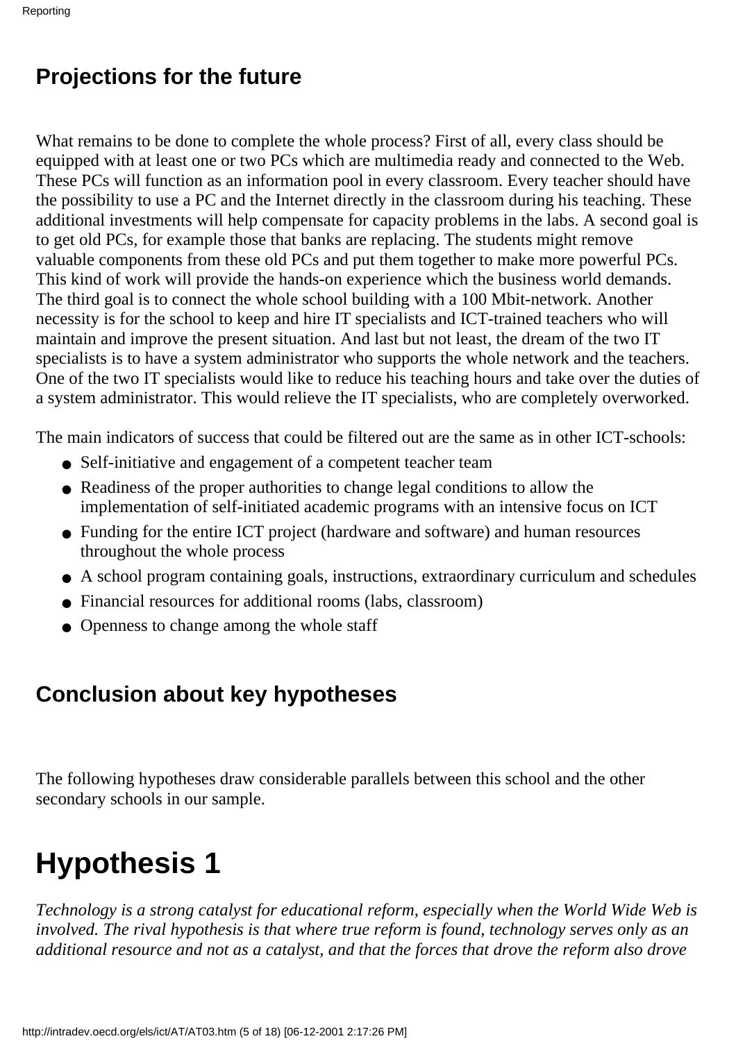## Projections for the future

What remains to be done to complete the whole process? First of all, every class should be equipped with at least one or two PCs which are multimedia ready and connected to the Web. These PCs will function as an information pool in every classroom. Every teacher should have the possibility to use a PC and the Internet directly in the classroom during his teaching. These additional investments will help compensate for capacity problems in the labs. A second goal is to get old PCs, for example those that banks are replacing. The students might remove valuable components from these old PCs and put them together to make more powerful PCs. This kind of work will provide the hands-on experience which the business world demands. The third goal is to connect the whole school building with a 100 Mbit-network. Another necessity is for the school to keep and hire IT specialists and ICT-trained teachers who will maintain and improve the present situation. And last but not least, the dream of the two IT specialists is to have a system administrator who supports the whole network and the teachers. One of the two IT specialists would like to reduce his teaching hours and take over the duties of a system administrator. This would relieve the IT specialists, who are completely overworked.

The main indicators of success that could be filtered out are the same as in other ICT-schools:

- Self-initiative and engagement of a competent teacher team
- Readiness of the proper authorities to change legal conditions to allow the implementation of self-initiated academic programs with an intensive focus on ICT
- Funding for the entire ICT project (hardware and software) and human resources throughout the whole process
- A school program containing goals, instructions, extraordinary curriculum and schedules
- Financial resources for additional rooms (labs, classroom)
- Openness to change among the whole staff

## Conclusion about key hypotheses

The following hypotheses draw considerable parallels between this school and the other secondary schools in our sample.

# Hypothesis 1

*Technology is a strong catalyst for educational reform, especially when the World Wide Web is involved. The rival hypothesis is that where true reform is found, technology serves only as an additional resource and not as a catalyst, and that the forces that drove the reform also drove*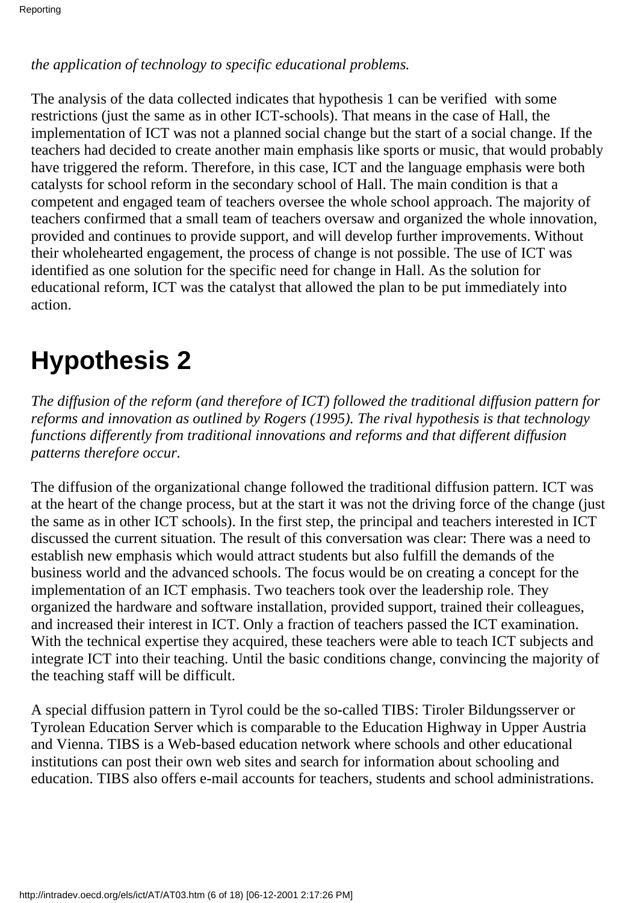*the application of technology to specific educational problems.*

The analysis of the data collected indicates that hypothesis 1 can be verified with some restrictions (just the same as in other ICT-schools). That means in the case of Hall, the implementation of ICT was not a planned social change but the start of a social change. If the teachers had decided to create another main emphasis like sports or music, that would probably have triggered the reform. Therefore, in this case, ICT and the language emphasis were both catalysts for school reform in the secondary school of Hall. The main condition is that a competent and engaged team of teachers oversee the whole school approach. The majority of teachers confirmed that a small team of teachers oversaw and organized the whole innovation, provided and continues to provide support, and will develop further improvements. Without their wholehearted engagement, the process of change is not possible. The use of ICT was identified as one solution for the specific need for change in Hall. As the solution for educational reform, ICT was the catalyst that allowed the plan to be put immediately into action.

# Hypothesis 2

*The diffusion of the reform (and therefore of ICT) followed the traditional diffusion pattern for reforms and innovation as outlined by Rogers (1995). The rival hypothesis is that technology functions differently from traditional innovations and reforms and that different diffusion patterns therefore occur.*

The diffusion of the organizational change followed the traditional diffusion pattern. ICT was at the heart of the change process, but at the start it was not the driving force of the change (just the same as in other ICT schools). In the first step, the principal and teachers interested in ICT discussed the current situation. The result of this conversation was clear: There was a need to establish new emphasis which would attract students but also fulfill the demands of the business world and the advanced schools. The focus would be on creating a concept for the implementation of an ICT emphasis. Two teachers took over the leadership role. They organized the hardware and software installation, provided support, trained their colleagues, and increased their interest in ICT. Only a fraction of teachers passed the ICT examination. With the technical expertise they acquired, these teachers were able to teach ICT subjects and integrate ICT into their teaching. Until the basic conditions change, convincing the majority of the teaching staff will be difficult.

A special diffusion pattern in Tyrol could be the so-called TIBS: Tiroler Bildungsserver or Tyrolean Education Server which is comparable to the Education Highway in Upper Austria and Vienna. TIBS is a Web-based education network where schools and other educational institutions can post their own web sites and search for information about schooling and education. TIBS also offers e-mail accounts for teachers, students and school administrations.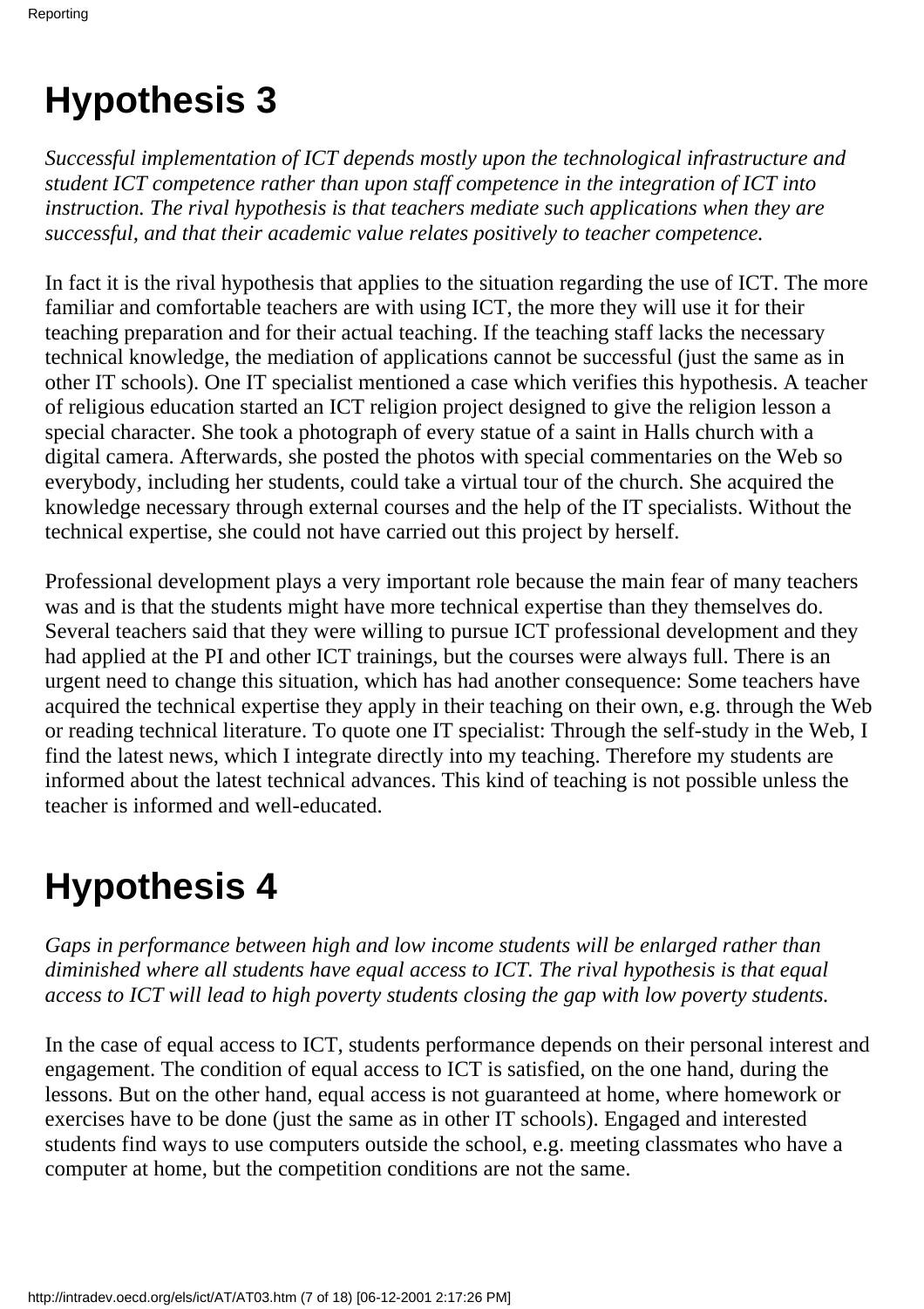# Hypothesis 3

*Successful implementation of ICT depends mostly upon the technological infrastructure and student ICT competence rather than upon staff competence in the integration of ICT into instruction. The rival hypothesis is that teachers mediate such applications when they are successful, and that their academic value relates positively to teacher competence.*

In fact it is the rival hypothesis that applies to the situation regarding the use of ICT. The more familiar and comfortable teachers are with using ICT, the more they will use it for their teaching preparation and for their actual teaching. If the teaching staff lacks the necessary technical knowledge, the mediation of applications cannot be successful (just the same as in other IT schools). One IT specialist mentioned a case which verifies this hypothesis. A teacher of religious education started an ICT religion project designed to give the religion lesson a special character. She took a photograph of every statue of a saint in Halls church with a digital camera. Afterwards, she posted the photos with special commentaries on the Web so everybody, including her students, could take a virtual tour of the church. She acquired the knowledge necessary through external courses and the help of the IT specialists. Without the technical expertise, she could not have carried out this project by herself.

Professional development plays a very important role because the main fear of many teachers was and is that the students might have more technical expertise than they themselves do. Several teachers said that they were willing to pursue ICT professional development and they had applied at the PI and other ICT trainings, but the courses were always full. There is an urgent need to change this situation, which has had another consequence: Some teachers have acquired the technical expertise they apply in their teaching on their own, e.g. through the Web or reading technical literature. To quote one IT specialist: Through the self-study in the Web, I find the latest news, which I integrate directly into my teaching. Therefore my students are informed about the latest technical advances. This kind of teaching is not possible unless the teacher is informed and well-educated.

# Hypothesis 4

*Gaps in performance between high and low income students will be enlarged rather than diminished where all students have equal access to ICT. The rival hypothesis is that equal access to ICT will lead to high poverty students closing the gap with low poverty students.*

In the case of equal access to ICT, students performance depends on their personal interest and engagement. The condition of equal access to ICT is satisfied, on the one hand, during the lessons. But on the other hand, equal access is not guaranteed at home, where homework or exercises have to be done (just the same as in other IT schools). Engaged and interested students find ways to use computers outside the school, e.g. meeting classmates who have a computer at home, but the competition conditions are not the same.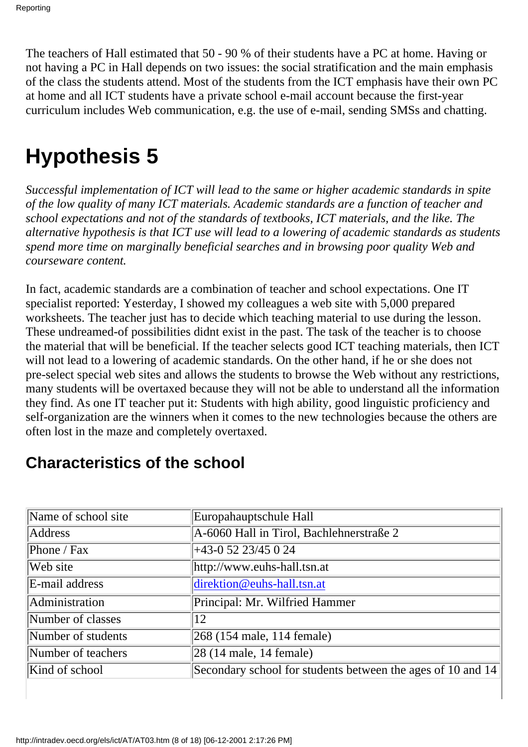The teachers of Hall estimated that 50 - 90 % of their students have a PC at home. Having or not having a PC in Hall depends on two issues: the social stratification and the main emphasis of the class the students attend. Most of the students from the ICT emphasis have their own PC at home and all ICT students have a private school e-mail account because the first-year curriculum includes Web communication, e.g. the use of e-mail, sending SMSs and chatting.

# Hypothesis 5

*Successful implementation of ICT will lead to the same or higher academic standards in spite of the low quality of many ICT materials. Academic standards are a function of teacher and school expectations and not of the standards of textbooks, ICT materials, and the like. The alternative hypothesis is that ICT use will lead to a lowering of academic standards as students spend more time on marginally beneficial searches and in browsing poor quality Web and courseware content.*

In fact, academic standards are a combination of teacher and school expectations. One IT specialist reported: Yesterday, I showed my colleagues a web site with 5,000 prepared worksheets. The teacher just has to decide which teaching material to use during the lesson. These undreamed-of possibilities didnt exist in the past. The task of the teacher is to choose the material that will be beneficial. If the teacher selects good ICT teaching materials, then ICT will not lead to a lowering of academic standards. On the other hand, if he or she does not pre-select special web sites and allows the students to browse the Web without any restrictions, many students will be overtaxed because they will not be able to understand all the information they find. As one IT teacher put it: Students with high ability, good linguistic proficiency and self-organization are the winners when it comes to the new technologies because the others are often lost in the maze and completely overtaxed.

## Characteristics of the school

| | |
|---|---|
| Name of school site | Europahauptschule Hall |
| Address | A-6060 Hall in Tirol, Bachlehnerstraße 2 |
| Phone / Fax | +43-0 52 23/45 0 24 |
| Web site | http://www.euhs-hall.tsn.at |
| E-mail address | direktion@euhs-hall.tsn.at |
| Administration | Principal: Mr. Wilfried Hammer |
| Number of classes | 12 |
| Number of students | 268 (154 male, 114 female) |
| Number of teachers | 28 (14 male, 14 female) |
| Kind of school | Secondary school for students between the ages of 10 and 14 |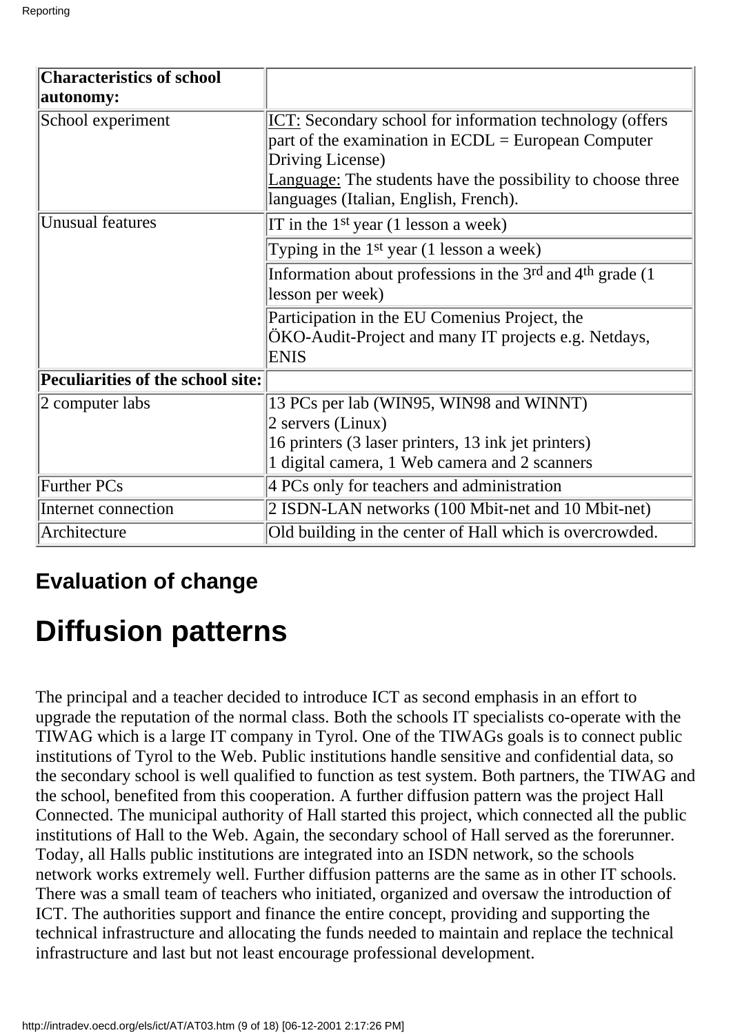| **Characteristics of school autonomy:** | |
| --- | --- |
| School experiment | ICT: Secondary school for information technology (offers part of the examination in ECDL = European Computer Driving License)<br>Language: The students have the possibility to choose three languages (Italian, English, French). |
| Unusual features | IT in the 1st year (1 lesson a week) |
| | Typing in the 1st year (1 lesson a week) |
| | Information about professions in the 3rd and 4th grade (1 lesson per week) |
| | Participation in the EU Comenius Project, the ÖKO-Audit-Project and many IT projects e.g. Netdays, ENIS |
| **Peculiarities of the school site:** | |
| 2 computer labs | 13 PCs per lab (WIN95, WIN98 and WINNT)<br>2 servers (Linux)<br>16 printers (3 laser printers, 13 ink jet printers)<br>1 digital camera, 1 Web camera and 2 scanners |
| Further PCs | 4 PCs only for teachers and administration |
| Internet connection | 2 ISDN-LAN networks (100 Mbit-net and 10 Mbit-net) |
| Architecture | Old building in the center of Hall which is overcrowded. |

### Evaluation of change

## Diffusion patterns

The principal and a teacher decided to introduce ICT as second emphasis in an effort to upgrade the reputation of the normal class. Both the schools IT specialists co-operate with the TIWAG which is a large IT company in Tyrol. One of the TIWAGs goals is to connect public institutions of Tyrol to the Web. Public institutions handle sensitive and confidential data, so the secondary school is well qualified to function as test system. Both partners, the TIWAG and the school, benefited from this cooperation. A further diffusion pattern was the project Hall Connected. The municipal authority of Hall started this project, which connected all the public institutions of Hall to the Web. Again, the secondary school of Hall served as the forerunner. Today, all Halls public institutions are integrated into an ISDN network, so the schools network works extremely well. Further diffusion patterns are the same as in other IT schools. There was a small team of teachers who initiated, organized and oversaw the introduction of ICT. The authorities support and finance the entire concept, providing and supporting the technical infrastructure and allocating the funds needed to maintain and replace the technical infrastructure and last but not least encourage professional development.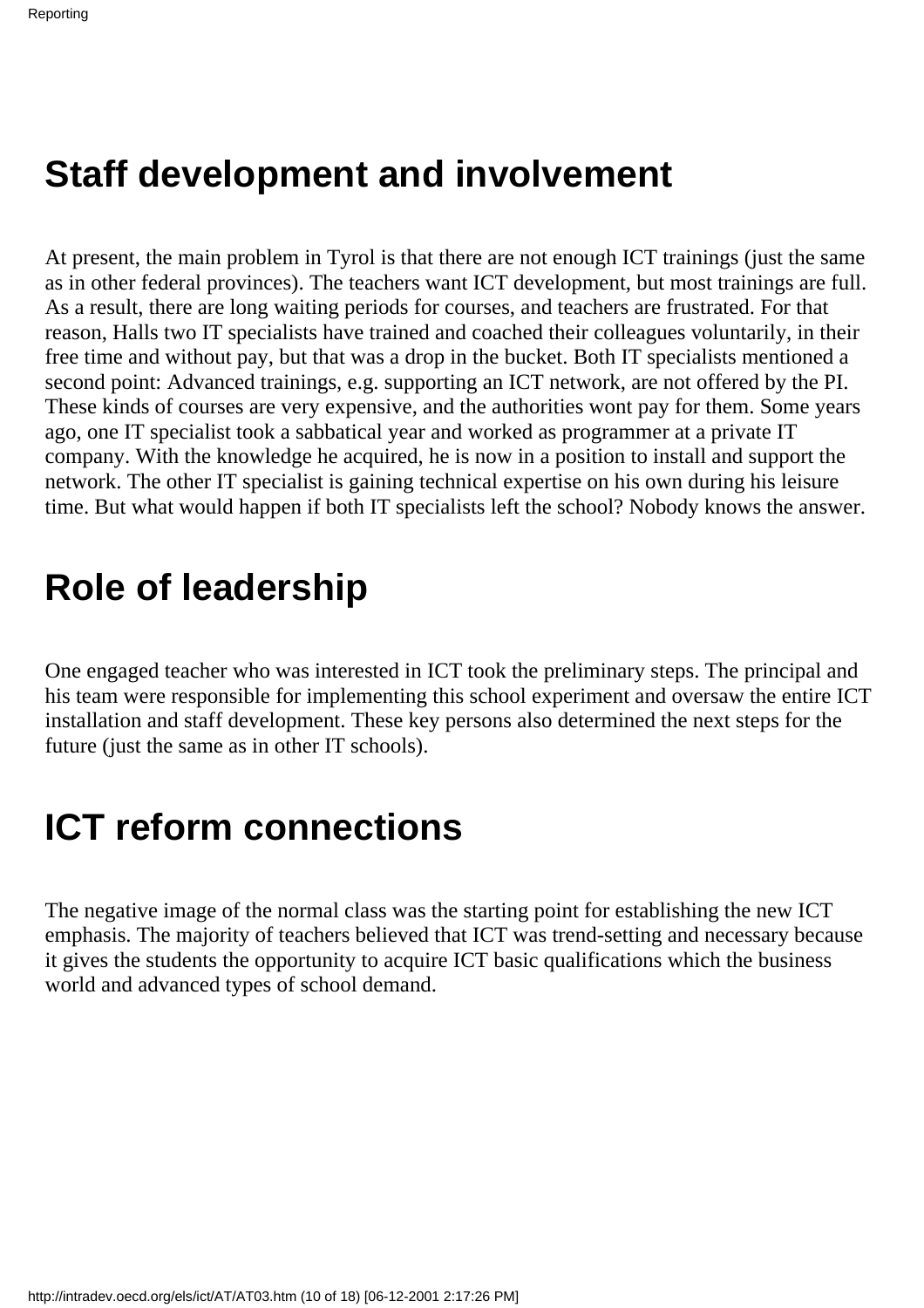## Staff development and involvement

At present, the main problem in Tyrol is that there are not enough ICT trainings (just the same as in other federal provinces). The teachers want ICT development, but most trainings are full. As a result, there are long waiting periods for courses, and teachers are frustrated. For that reason, Halls two IT specialists have trained and coached their colleagues voluntarily, in their free time and without pay, but that was a drop in the bucket. Both IT specialists mentioned a second point: Advanced trainings, e.g. supporting an ICT network, are not offered by the PI. These kinds of courses are very expensive, and the authorities wont pay for them. Some years ago, one IT specialist took a sabbatical year and worked as programmer at a private IT company. With the knowledge he acquired, he is now in a position to install and support the network. The other IT specialist is gaining technical expertise on his own during his leisure time. But what would happen if both IT specialists left the school? Nobody knows the answer.

## Role of leadership

One engaged teacher who was interested in ICT took the preliminary steps. The principal and his team were responsible for implementing this school experiment and oversaw the entire ICT installation and staff development. These key persons also determined the next steps for the future (just the same as in other IT schools).

## ICT reform connections

The negative image of the normal class was the starting point for establishing the new ICT emphasis. The majority of teachers believed that ICT was trend-setting and necessary because it gives the students the opportunity to acquire ICT basic qualifications which the business world and advanced types of school demand.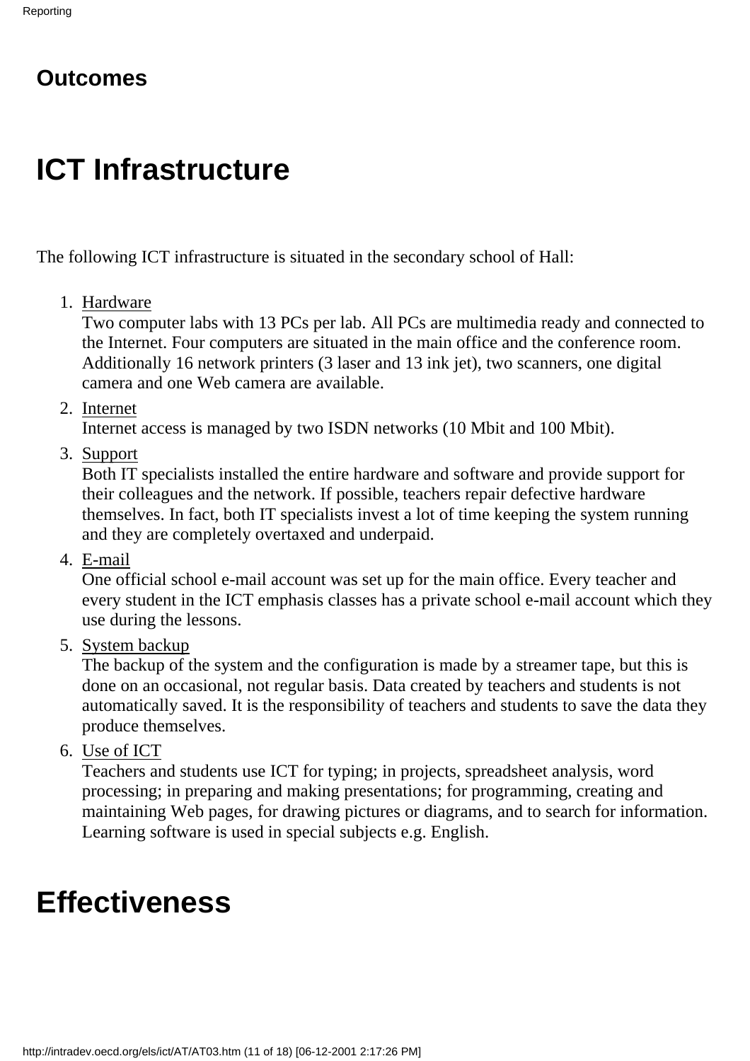## Outcomes

# ICT Infrastructure

The following ICT infrastructure is situated in the secondary school of Hall:

1. Hardware
   Two computer labs with 13 PCs per lab. All PCs are multimedia ready and connected to the Internet. Four computers are situated in the main office and the conference room. Additionally 16 network printers (3 laser and 13 ink jet), two scanners, one digital camera and one Web camera are available.
2. Internet
   Internet access is managed by two ISDN networks (10 Mbit and 100 Mbit).
3. Support
   Both IT specialists installed the entire hardware and software and provide support for their colleagues and the network. If possible, teachers repair defective hardware themselves. In fact, both IT specialists invest a lot of time keeping the system running and they are completely overtaxed and underpaid.
4. E-mail
   One official school e-mail account was set up for the main office. Every teacher and every student in the ICT emphasis classes has a private school e-mail account which they use during the lessons.
5. System backup
   The backup of the system and the configuration is made by a streamer tape, but this is done on an occasional, not regular basis. Data created by teachers and students is not automatically saved. It is the responsibility of teachers and students to save the data they produce themselves.
6. Use of ICT
   Teachers and students use ICT for typing; in projects, spreadsheet analysis, word processing; in preparing and making presentations; for programming, creating and maintaining Web pages, for drawing pictures or diagrams, and to search for information. Learning software is used in special subjects e.g. English.

# Effectiveness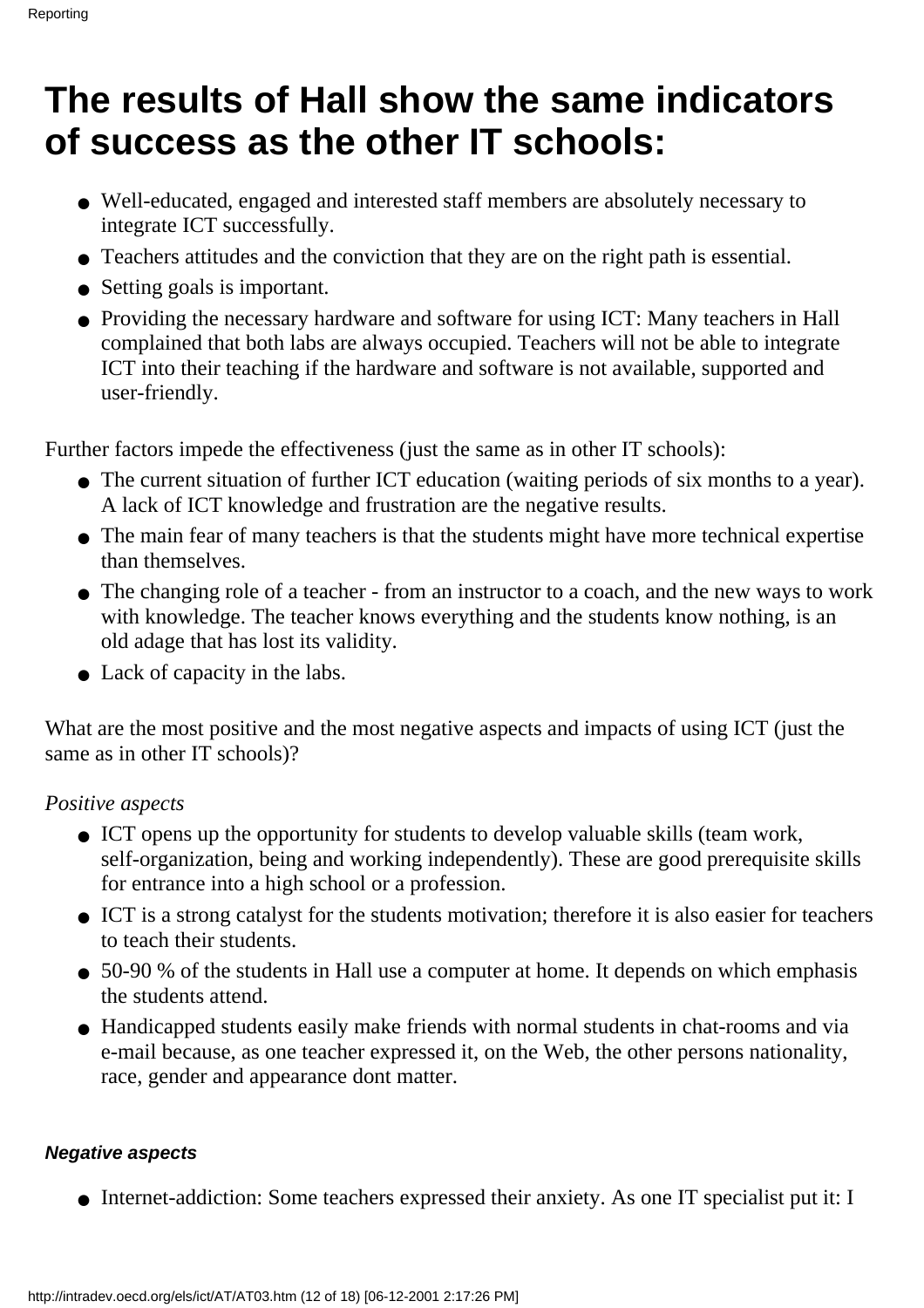# The results of Hall show the same indicators of success as the other IT schools:

- Well-educated, engaged and interested staff members are absolutely necessary to integrate ICT successfully.
- Teachers attitudes and the conviction that they are on the right path is essential.
- Setting goals is important.
- Providing the necessary hardware and software for using ICT: Many teachers in Hall complained that both labs are always occupied. Teachers will not be able to integrate ICT into their teaching if the hardware and software is not available, supported and user-friendly.

Further factors impede the effectiveness (just the same as in other IT schools):

- The current situation of further ICT education (waiting periods of six months to a year). A lack of ICT knowledge and frustration are the negative results.
- The main fear of many teachers is that the students might have more technical expertise than themselves.
- The changing role of a teacher - from an instructor to a coach, and the new ways to work with knowledge. The teacher knows everything and the students know nothing, is an old adage that has lost its validity.
- Lack of capacity in the labs.

What are the most positive and the most negative aspects and impacts of using ICT (just the same as in other IT schools)?

*Positive aspects*

- ICT opens up the opportunity for students to develop valuable skills (team work, self-organization, being and working independently). These are good prerequisite skills for entrance into a high school or a profession.
- ICT is a strong catalyst for the students motivation; therefore it is also easier for teachers to teach their students.
- 50-90 % of the students in Hall use a computer at home. It depends on which emphasis the students attend.
- Handicapped students easily make friends with normal students in chat-rooms and via e-mail because, as one teacher expressed it, on the Web, the other persons nationality, race, gender and appearance dont matter.

***Negative aspects***

- Internet-addiction: Some teachers expressed their anxiety. As one IT specialist put it: I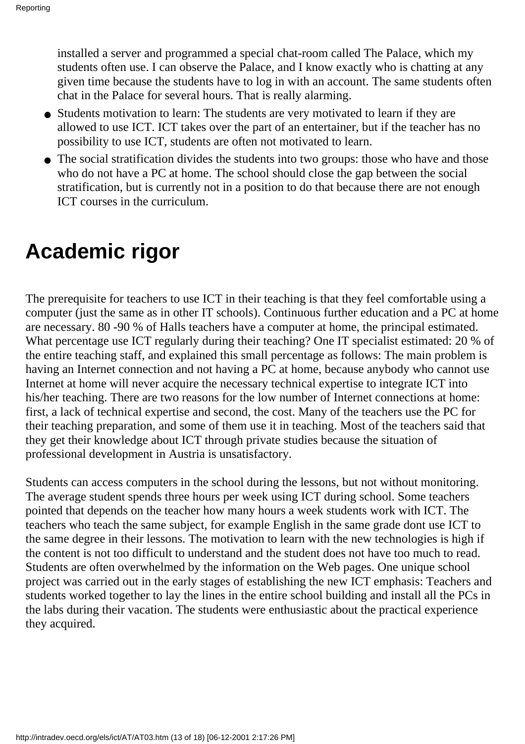installed a server and programmed a special chat-room called The Palace, which my students often use. I can observe the Palace, and I know exactly who is chatting at any given time because the students have to log in with an account. The same students often chat in the Palace for several hours. That is really alarming.

- Students motivation to learn: The students are very motivated to learn if they are allowed to use ICT. ICT takes over the part of an entertainer, but if the teacher has no possibility to use ICT, students are often not motivated to learn.
- The social stratification divides the students into two groups: those who have and those who do not have a PC at home. The school should close the gap between the social stratification, but is currently not in a position to do that because there are not enough ICT courses in the curriculum.

# Academic rigor

The prerequisite for teachers to use ICT in their teaching is that they feel comfortable using a computer (just the same as in other IT schools). Continuous further education and a PC at home are necessary. 80 -90 % of Halls teachers have a computer at home, the principal estimated. What percentage use ICT regularly during their teaching? One IT specialist estimated: 20 % of the entire teaching staff, and explained this small percentage as follows: The main problem is having an Internet connection and not having a PC at home, because anybody who cannot use Internet at home will never acquire the necessary technical expertise to integrate ICT into his/her teaching. There are two reasons for the low number of Internet connections at home: first, a lack of technical expertise and second, the cost. Many of the teachers use the PC for their teaching preparation, and some of them use it in teaching. Most of the teachers said that they get their knowledge about ICT through private studies because the situation of professional development in Austria is unsatisfactory.

Students can access computers in the school during the lessons, but not without monitoring. The average student spends three hours per week using ICT during school. Some teachers pointed that depends on the teacher how many hours a week students work with ICT. The teachers who teach the same subject, for example English in the same grade dont use ICT to the same degree in their lessons. The motivation to learn with the new technologies is high if the content is not too difficult to understand and the student does not have too much to read. Students are often overwhelmed by the information on the Web pages. One unique school project was carried out in the early stages of establishing the new ICT emphasis: Teachers and students worked together to lay the lines in the entire school building and install all the PCs in the labs during their vacation. The students were enthusiastic about the practical experience they acquired.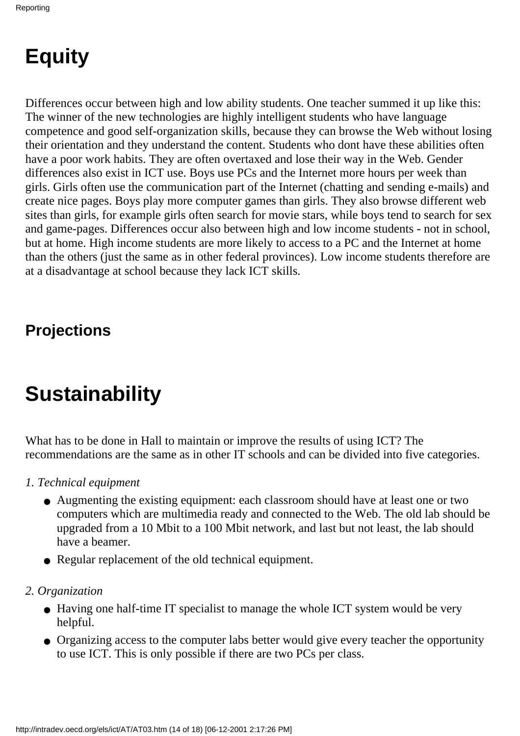# Equity

Differences occur between high and low ability students. One teacher summed it up like this: The winner of the new technologies are highly intelligent students who have language competence and good self-organization skills, because they can browse the Web without losing their orientation and they understand the content. Students who dont have these abilities often have a poor work habits. They are often overtaxed and lose their way in the Web. Gender differences also exist in ICT use. Boys use PCs and the Internet more hours per week than girls. Girls often use the communication part of the Internet (chatting and sending e-mails) and create nice pages. Boys play more computer games than girls. They also browse different web sites than girls, for example girls often search for movie stars, while boys tend to search for sex and game-pages. Differences occur also between high and low income students - not in school, but at home. High income students are more likely to access to a PC and the Internet at home than the others (just the same as in other federal provinces). Low income students therefore are at a disadvantage at school because they lack ICT skills.

## Projections

# Sustainability

What has to be done in Hall to maintain or improve the results of using ICT? The recommendations are the same as in other IT schools and can be divided into five categories.

*1. Technical equipment*

- Augmenting the existing equipment: each classroom should have at least one or two computers which are multimedia ready and connected to the Web. The old lab should be upgraded from a 10 Mbit to a 100 Mbit network, and last but not least, the lab should have a beamer.
- Regular replacement of the old technical equipment.

*2. Organization*

- Having one half-time IT specialist to manage the whole ICT system would be very helpful.
- Organizing access to the computer labs better would give every teacher the opportunity to use ICT. This is only possible if there are two PCs per class.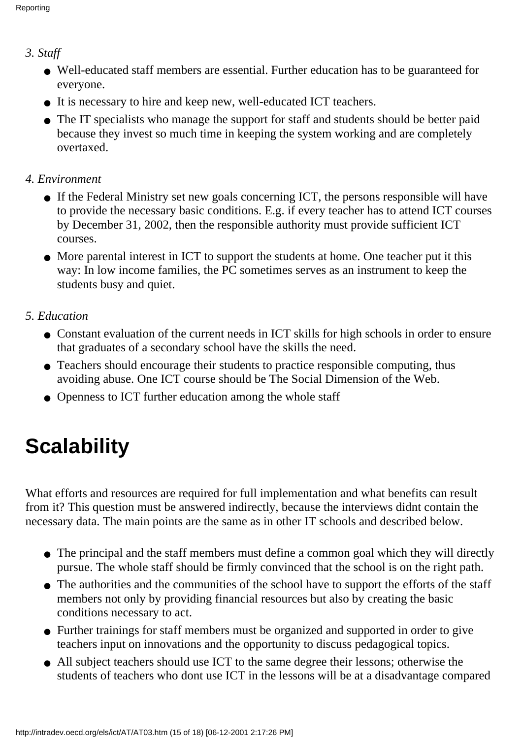*3. Staff*

- Well-educated staff members are essential. Further education has to be guaranteed for everyone.
- It is necessary to hire and keep new, well-educated ICT teachers.
- The IT specialists who manage the support for staff and students should be better paid because they invest so much time in keeping the system working and are completely overtaxed.

*4. Environment*

- If the Federal Ministry set new goals concerning ICT, the persons responsible will have to provide the necessary basic conditions. E.g. if every teacher has to attend ICT courses by December 31, 2002, then the responsible authority must provide sufficient ICT courses.
- More parental interest in ICT to support the students at home. One teacher put it this way: In low income families, the PC sometimes serves as an instrument to keep the students busy and quiet.

*5. Education*

- Constant evaluation of the current needs in ICT skills for high schools in order to ensure that graduates of a secondary school have the skills the need.
- Teachers should encourage their students to practice responsible computing, thus avoiding abuse. One ICT course should be The Social Dimension of the Web.
- Openness to ICT further education among the whole staff

# Scalability

What efforts and resources are required for full implementation and what benefits can result from it? This question must be answered indirectly, because the interviews didnt contain the necessary data. The main points are the same as in other IT schools and described below.

- The principal and the staff members must define a common goal which they will directly pursue. The whole staff should be firmly convinced that the school is on the right path.
- The authorities and the communities of the school have to support the efforts of the staff members not only by providing financial resources but also by creating the basic conditions necessary to act.
- Further trainings for staff members must be organized and supported in order to give teachers input on innovations and the opportunity to discuss pedagogical topics.
- All subject teachers should use ICT to the same degree their lessons; otherwise the students of teachers who dont use ICT in the lessons will be at a disadvantage compared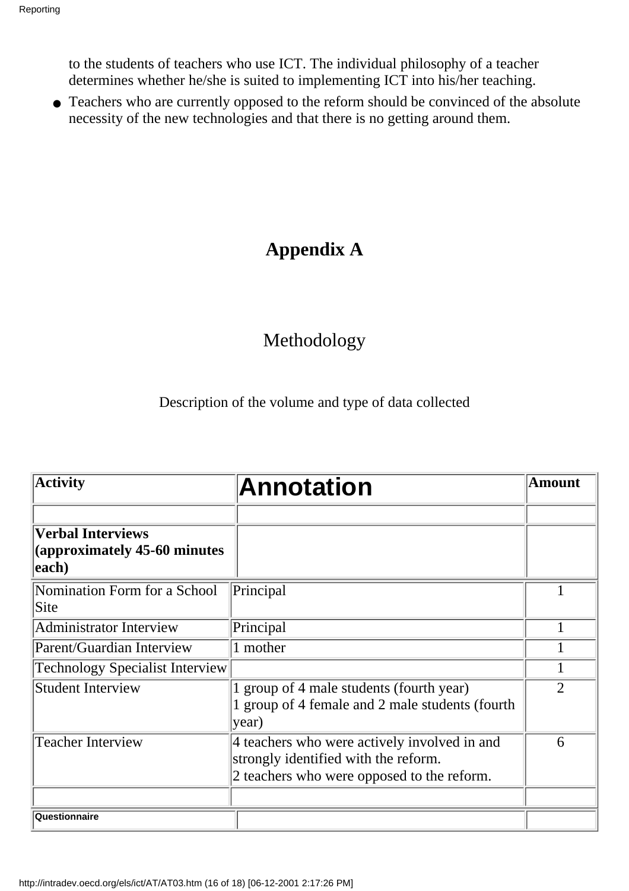to the students of teachers who use ICT. The individual philosophy of a teacher determines whether he/she is suited to implementing ICT into his/her teaching.

- Teachers who are currently opposed to the reform should be convinced of the absolute necessity of the new technologies and that there is no getting around them.

# Appendix A

## Methodology

Description of the volume and type of data collected

| Activity | Annotation | Amount |
|---|---|---|
| | | |
| **Verbal Interviews (approximately 45-60 minutes each)** | | |
| Nomination Form for a School Site | Principal | 1 |
| Administrator Interview | Principal | 1 |
| Parent/Guardian Interview | 1 mother | 1 |
| Technology Specialist Interview | | 1 |
| Student Interview | 1 group of 4 male students (fourth year)<br>1 group of 4 female and 2 male students (fourth year) | 2 |
| Teacher Interview | 4 teachers who were actively involved in and strongly identified with the reform.<br>2 teachers who were opposed to the reform. | 6 |
| | | |
| **Questionnaire** | | |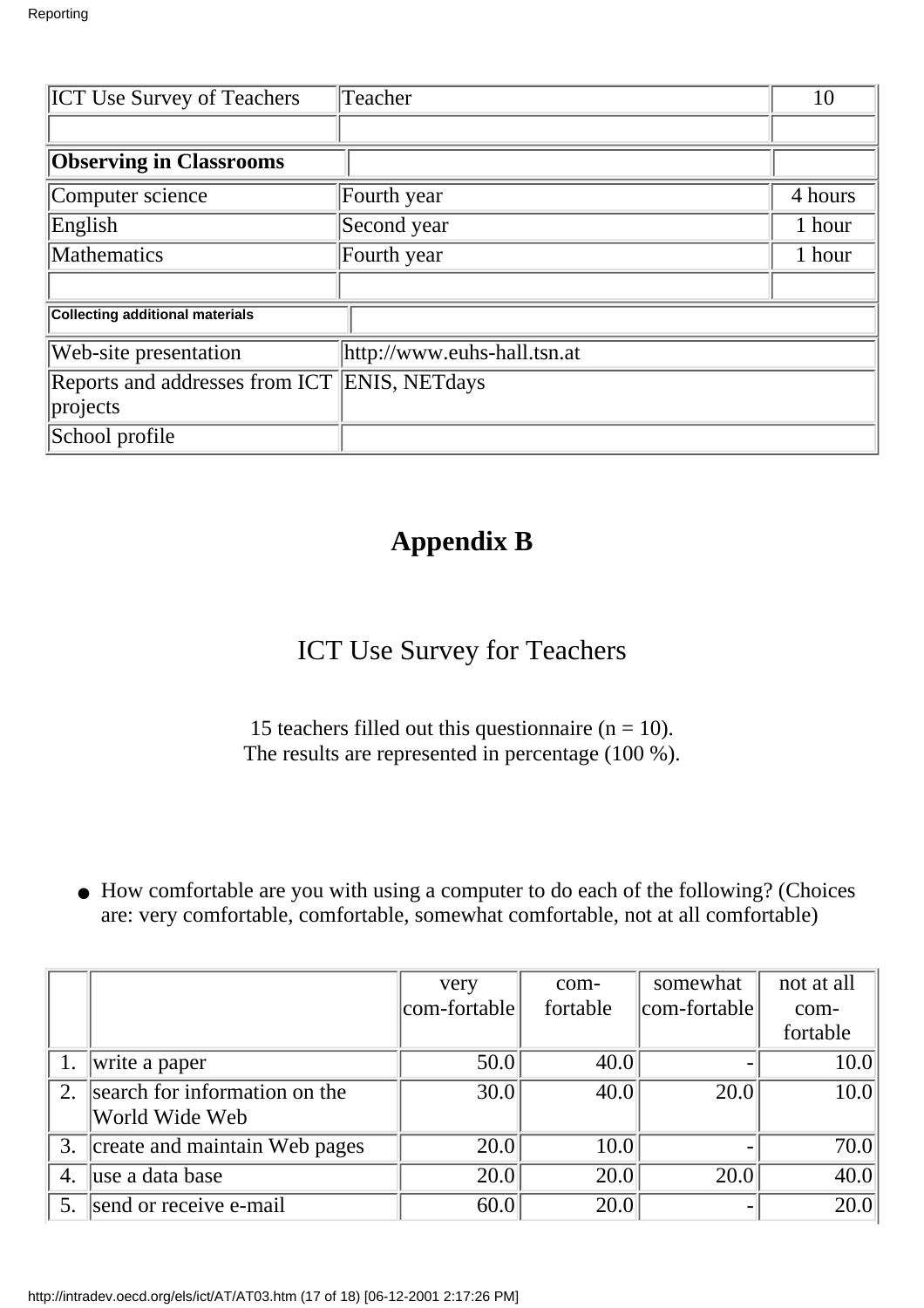| ICT Use Survey of Teachers | Teacher | 10 |
|---|---|---|
| | | |
| **Observing in Classrooms** | | |
| Computer science | Fourth year | 4 hours |
| English | Second year | 1 hour |
| Mathematics | Fourth year | 1 hour |
| | | |
| **Collecting additional materials** | | |
| Web-site presentation | http://www.euhs-hall.tsn.at | |
| Reports and addresses from ICT projects | ENIS, NETdays | |
| School profile | | |

## Appendix B

## ICT Use Survey for Teachers

15 teachers filled out this questionnaire (n = 10).
The results are represented in percentage (100 %).

- How comfortable are you with using a computer to do each of the following? (Choices are: very comfortable, comfortable, somewhat comfortable, not at all comfortable)

| | | very com-fortable | com-fortable | somewhat com-fortable | not at all com-fortable |
|---|---|---|---|---|---|
| 1. | write a paper | 50.0 | 40.0 | - | 10.0 |
| 2. | search for information on the World Wide Web | 30.0 | 40.0 | 20.0 | 10.0 |
| 3. | create and maintain Web pages | 20.0 | 10.0 | - | 70.0 |
| 4. | use a data base | 20.0 | 20.0 | 20.0 | 40.0 |
| 5. | send or receive e-mail | 60.0 | 20.0 | - | 20.0 |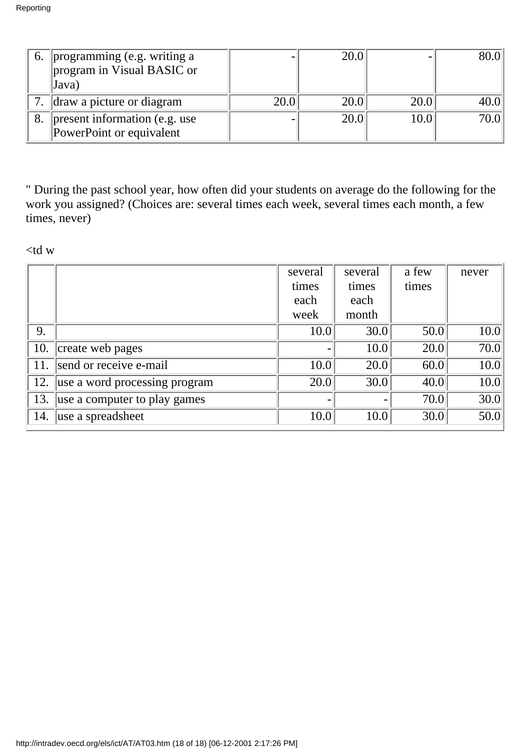| | | | | | |
|---|---|---|---|---|---|
| 6. | programming (e.g. writing a program in Visual BASIC or Java) | - | 20.0 | - | 80.0 |
| 7. | draw a picture or diagram | 20.0 | 20.0 | 20.0 | 40.0 |
| 8. | present information (e.g. use PowerPoint or equivalent | - | 20.0 | 10.0 | 70.0 |

" During the past school year, how often did your students on average do the following for the work you assigned? (Choices are: several times each week, several times each month, a few times, never)

<td w

| | | several times each week | several times each month | a few times | never |
|---|---|---|---|---|---|
| 9. | | 10.0 | 30.0 | 50.0 | 10.0 |
| 10. | create web pages | - | 10.0 | 20.0 | 70.0 |
| 11. | send or receive e-mail | 10.0 | 20.0 | 60.0 | 10.0 |
| 12. | use a word processing program | 20.0 | 30.0 | 40.0 | 10.0 |
| 13. | use a computer to play games | - | - | 70.0 | 30.0 |
| 14. | use a spreadsheet | 10.0 | 10.0 | 30.0 | 50.0 |